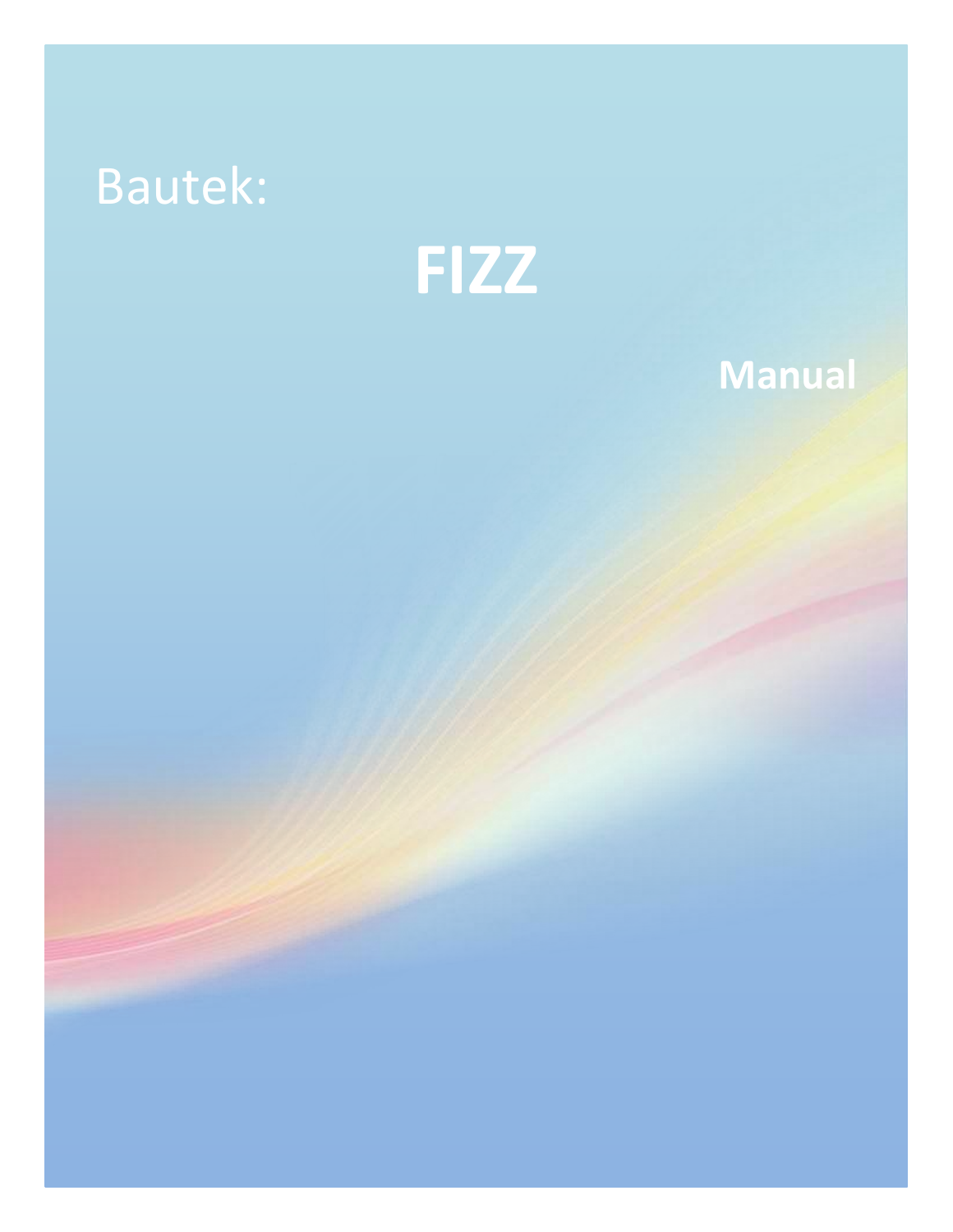Bautek:

# FIZZ

**Manual**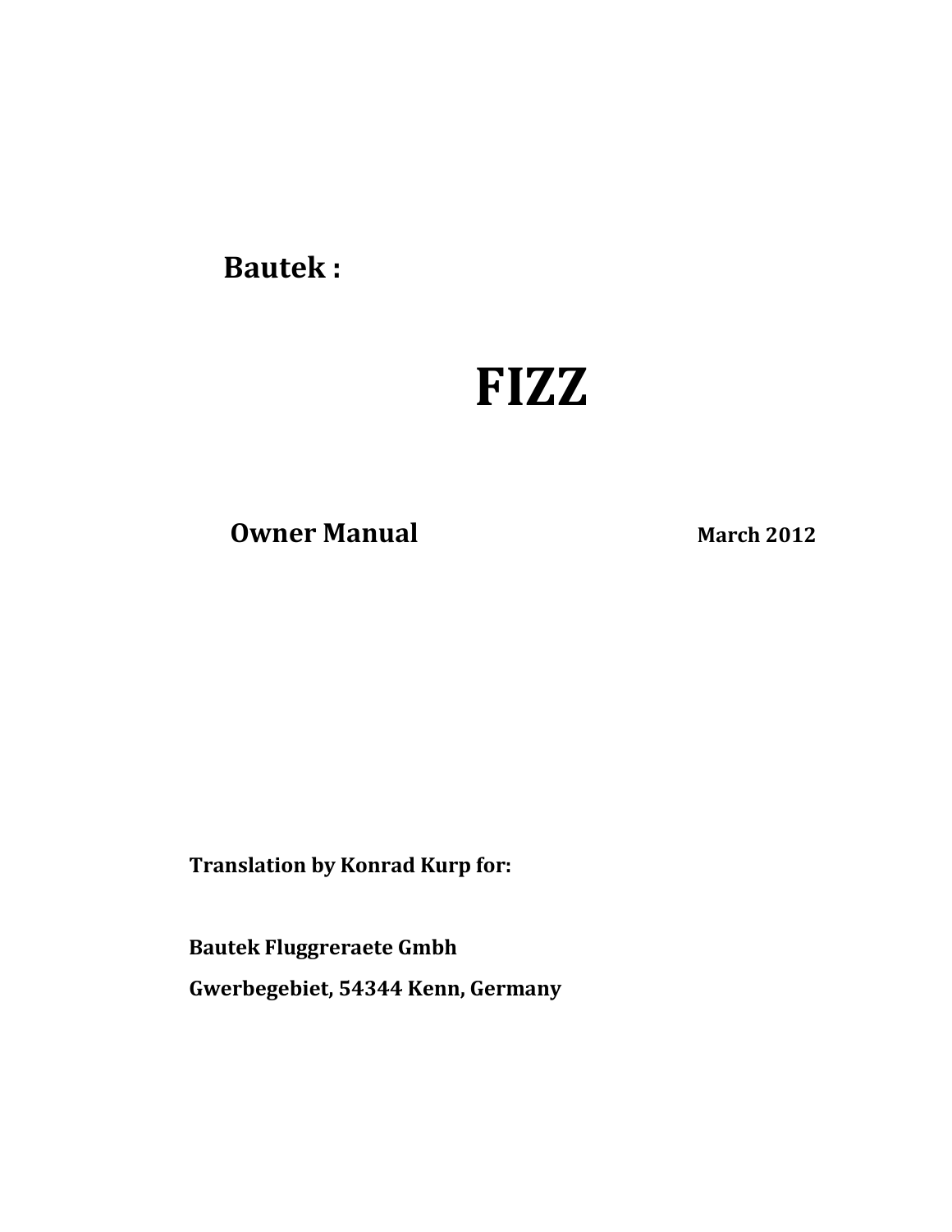**Bautek :**

# FIZZ

**Owner Manual** **March 2012**

**Translation by Konrad Kurp for:**

**Bautek Fluggreraete Gmbh**

**Gwerbegebiet, 54344 Kenn, Germany**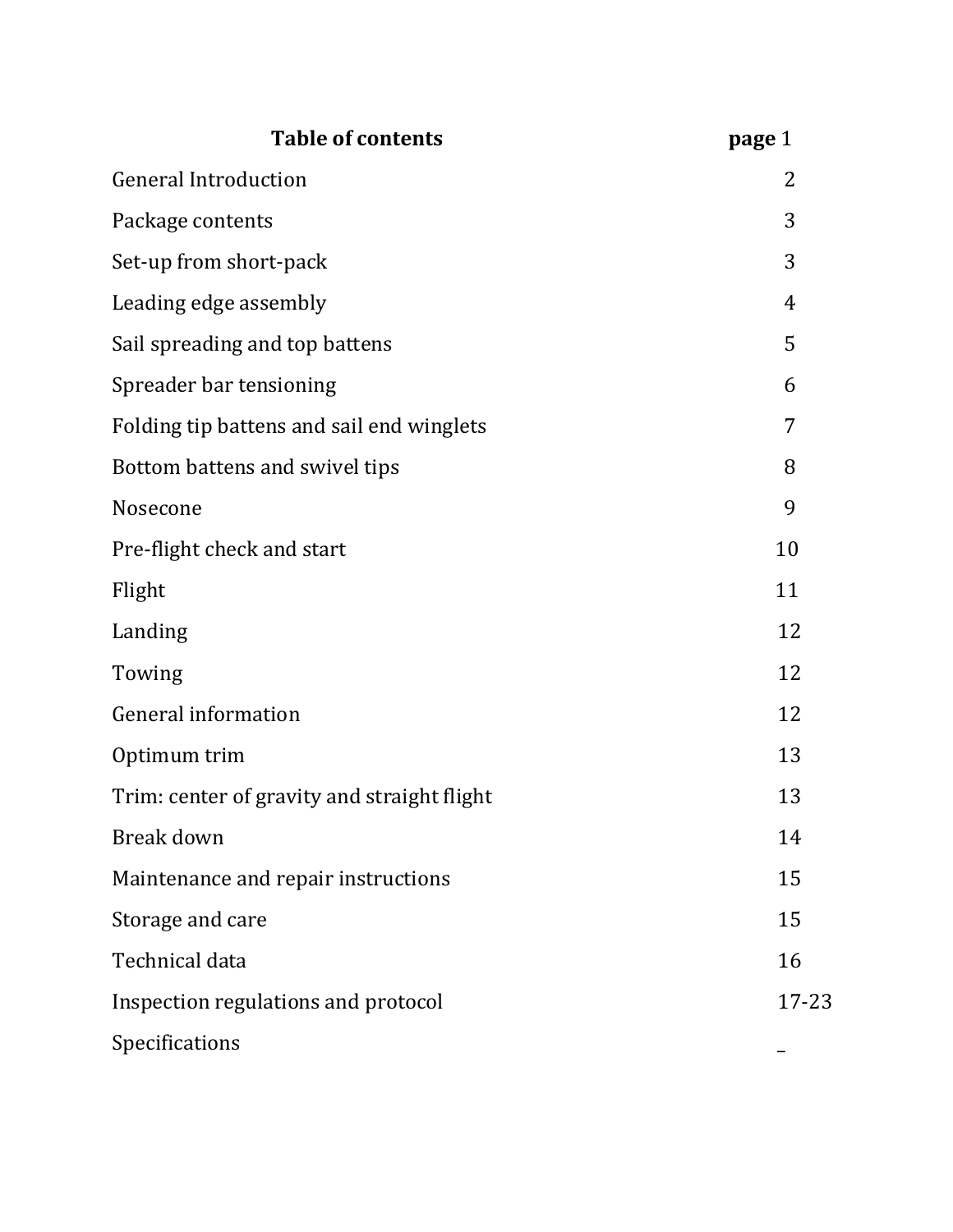| **Table of contents** | **page** 1 |
|---|---|
| General Introduction | 2 |
| Package contents | 3 |
| Set-up from short-pack | 3 |
| Leading edge assembly | 4 |
| Sail spreading and top battens | 5 |
| Spreader bar tensioning | 6 |
| Folding tip battens and sail end winglets | 7 |
| Bottom battens and swivel tips | 8 |
| Nosecone | 9 |
| Pre-flight check and start | 10 |
| Flight | 11 |
| Landing | 12 |
| Towing | 12 |
| General information | 12 |
| Optimum trim | 13 |
| Trim: center of gravity and straight flight | 13 |
| Break down | 14 |
| Maintenance and repair instructions | 15 |
| Storage and care | 15 |
| Technical data | 16 |
| Inspection regulations and protocol | 17-23 |
| Specifications | _ |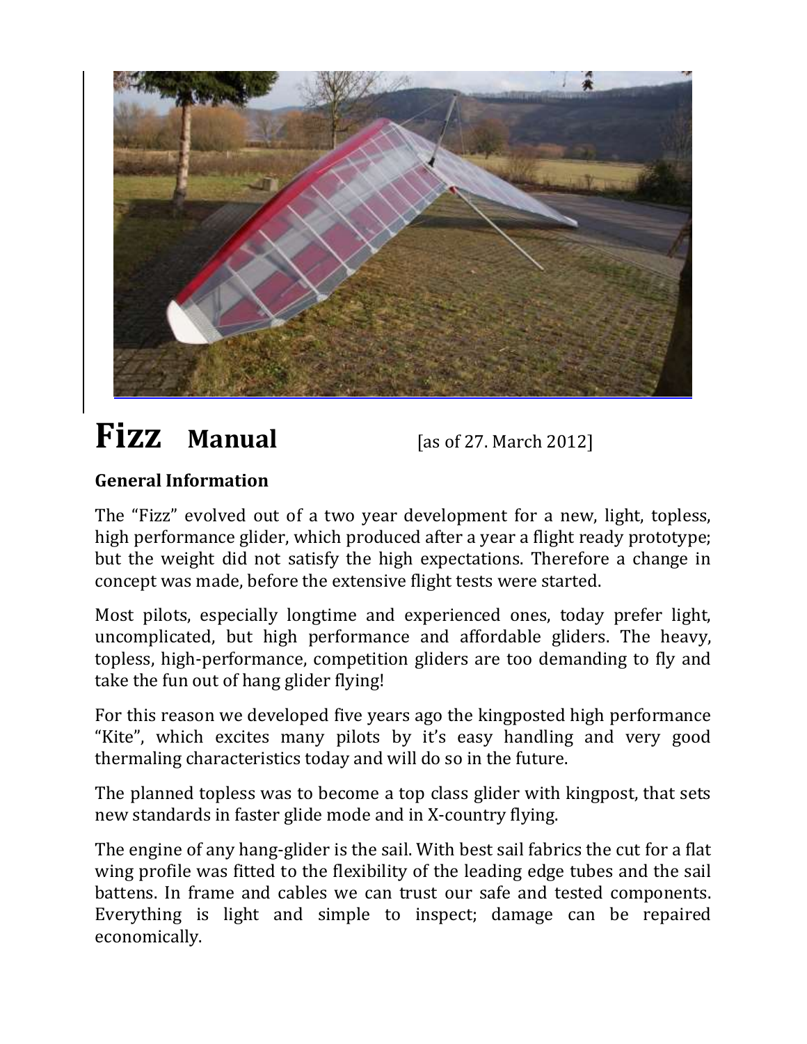# Fizz Manual

[as of 27. March 2012]

## General Information

The "Fizz" evolved out of a two year development for a new, light, topless, high performance glider, which produced after a year a flight ready prototype; but the weight did not satisfy the high expectations. Therefore a change in concept was made, before the extensive flight tests were started.

Most pilots, especially longtime and experienced ones, today prefer light, uncomplicated, but high performance and affordable gliders. The heavy, topless, high-performance, competition gliders are too demanding to fly and take the fun out of hang glider flying!

For this reason we developed five years ago the kingposted high performance "Kite", which excites many pilots by it's easy handling and very good thermaling characteristics today and will do so in the future.

The planned topless was to become a top class glider with kingpost, that sets new standards in faster glide mode and in X-country flying.

The engine of any hang-glider is the sail. With best sail fabrics the cut for a flat wing profile was fitted to the flexibility of the leading edge tubes and the sail battens. In frame and cables we can trust our safe and tested components. Everything is light and simple to inspect; damage can be repaired economically.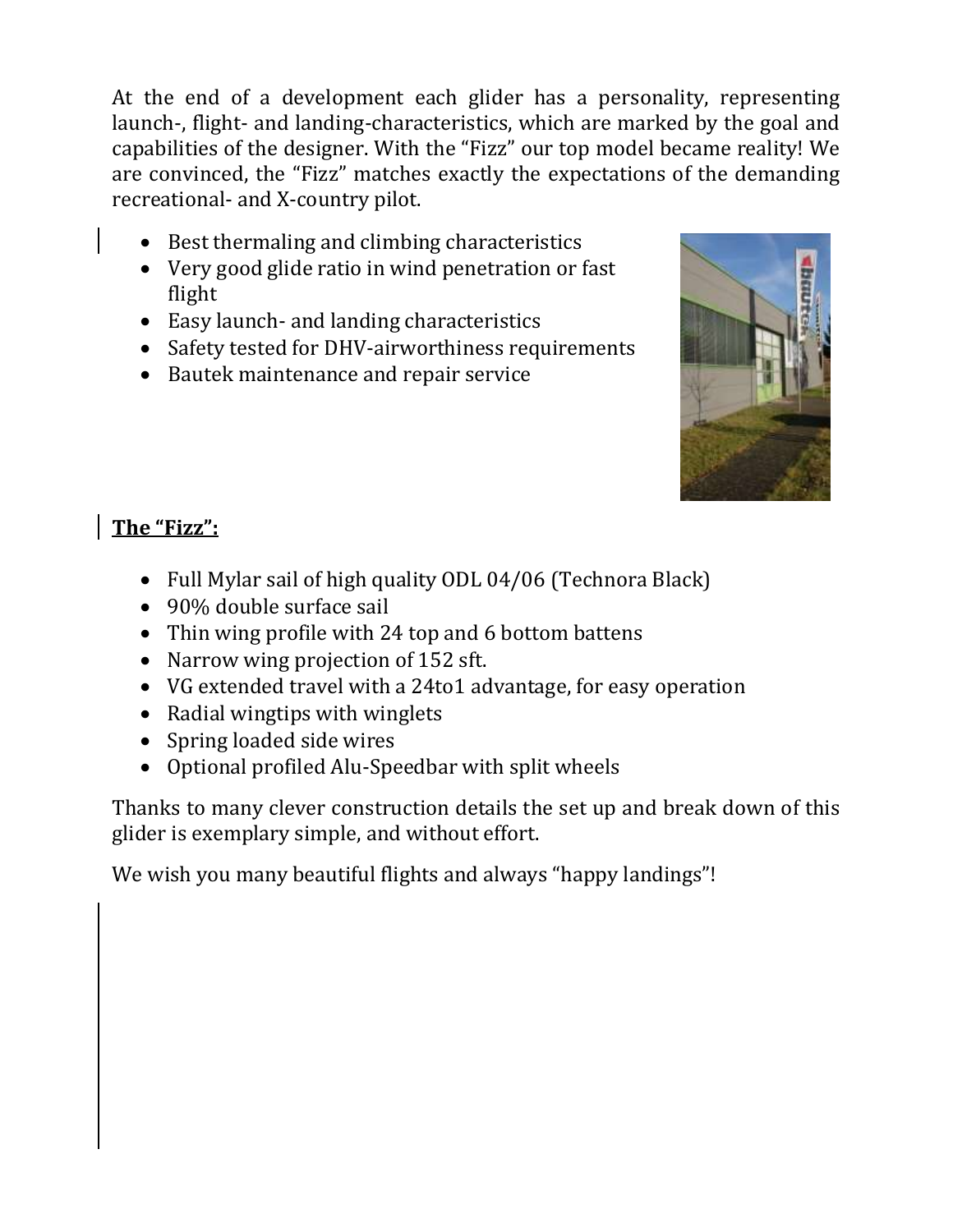At the end of a development each glider has a personality, representing launch-, flight- and landing-characteristics, which are marked by the goal and capabilities of the designer. With the "Fizz" our top model became reality! We are convinced, the "Fizz" matches exactly the expectations of the demanding recreational- and X-country pilot.

- Best thermaling and climbing characteristics
- Very good glide ratio in wind penetration or fast flight
- Easy launch- and landing characteristics
- Safety tested for DHV-airworthiness requirements
- Bautek maintenance and repair service

**<u>The "Fizz":</u>**

- Full Mylar sail of high quality ODL 04/06 (Technora Black)
- 90% double surface sail
- Thin wing profile with 24 top and 6 bottom battens
- Narrow wing projection of 152 sft.
- VG extended travel with a 24to1 advantage, for easy operation
- Radial wingtips with winglets
- Spring loaded side wires
- Optional profiled Alu-Speedbar with split wheels

Thanks to many clever construction details the set up and break down of this glider is exemplary simple, and without effort.

We wish you many beautiful flights and always "happy landings"!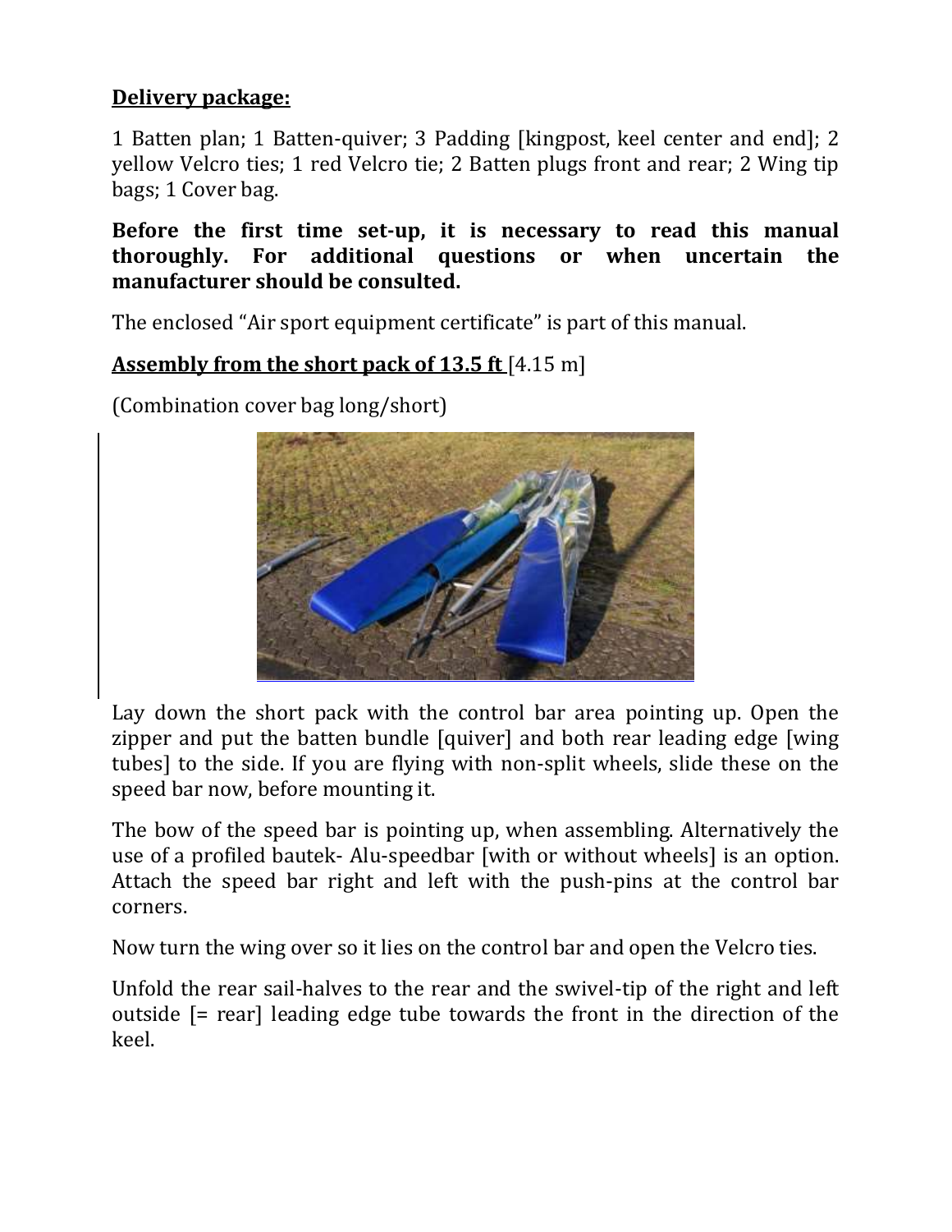**Delivery package:**

1 Batten plan; 1 Batten-quiver; 3 Padding [kingpost, keel center and end]; 2 yellow Velcro ties; 1 red Velcro tie; 2 Batten plugs front and rear; 2 Wing tip bags; 1 Cover bag.

**Before the first time set-up, it is necessary to read this manual thoroughly. For additional questions or when uncertain the manufacturer should be consulted.**

The enclosed "Air sport equipment certificate" is part of this manual.

**Assembly from the short pack of 13.5 ft** [4.15 m]

(Combination cover bag long/short)

Lay down the short pack with the control bar area pointing up. Open the zipper and put the batten bundle [quiver] and both rear leading edge [wing tubes] to the side. If you are flying with non-split wheels, slide these on the speed bar now, before mounting it.

The bow of the speed bar is pointing up, when assembling. Alternatively the use of a profiled bautek- Alu-speedbar [with or without wheels] is an option. Attach the speed bar right and left with the push-pins at the control bar corners.

Now turn the wing over so it lies on the control bar and open the Velcro ties.

Unfold the rear sail-halves to the rear and the swivel-tip of the right and left outside [= rear] leading edge tube towards the front in the direction of the keel.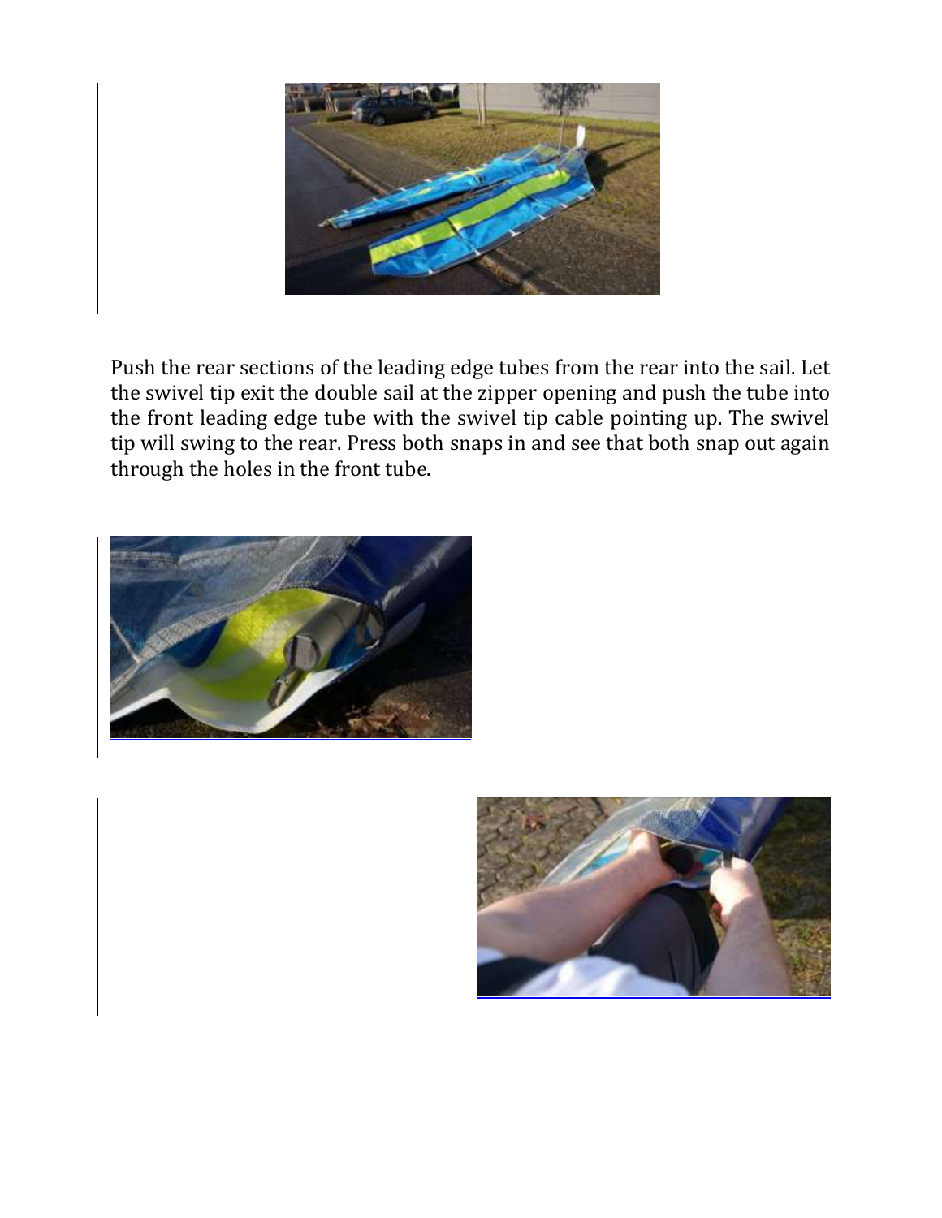Push the rear sections of the leading edge tubes from the rear into the sail. Let the swivel tip exit the double sail at the zipper opening and push the tube into the front leading edge tube with the swivel tip cable pointing up. The swivel tip will swing to the rear. Press both snaps in and see that both snap out again through the holes in the front tube.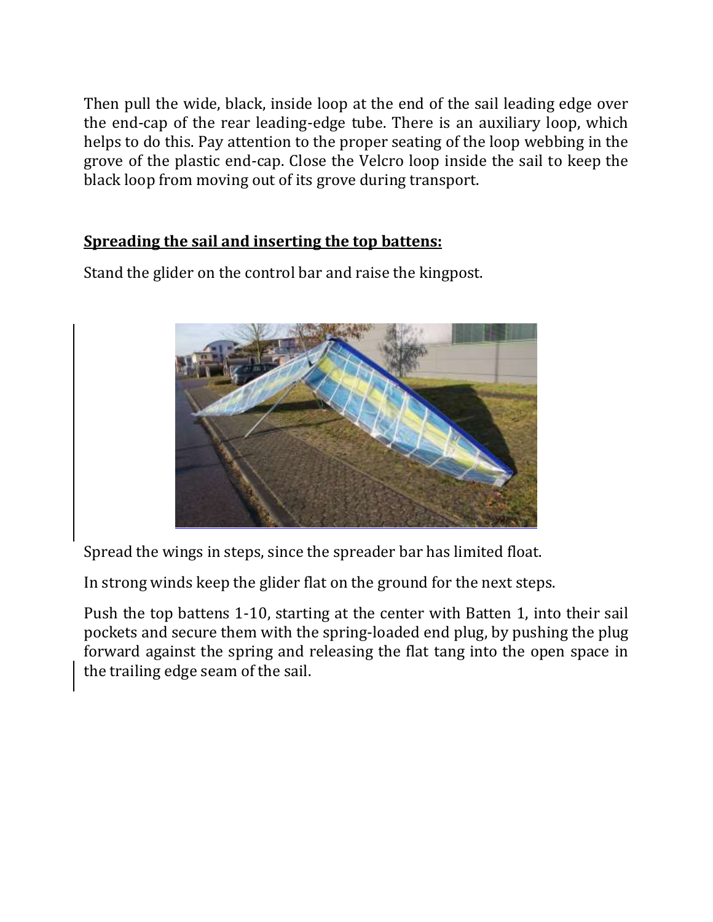Then pull the wide, black, inside loop at the end of the sail leading edge over the end-cap of the rear leading-edge tube. There is an auxiliary loop, which helps to do this. Pay attention to the proper seating of the loop webbing in the grove of the plastic end-cap. Close the Velcro loop inside the sail to keep the black loop from moving out of its grove during transport.

**Spreading the sail and inserting the top battens:**

Stand the glider on the control bar and raise the kingpost.

Spread the wings in steps, since the spreader bar has limited float.

In strong winds keep the glider flat on the ground for the next steps.

Push the top battens 1-10, starting at the center with Batten 1, into their sail pockets and secure them with the spring-loaded end plug, by pushing the plug forward against the spring and releasing the flat tang into the open space in the trailing edge seam of the sail.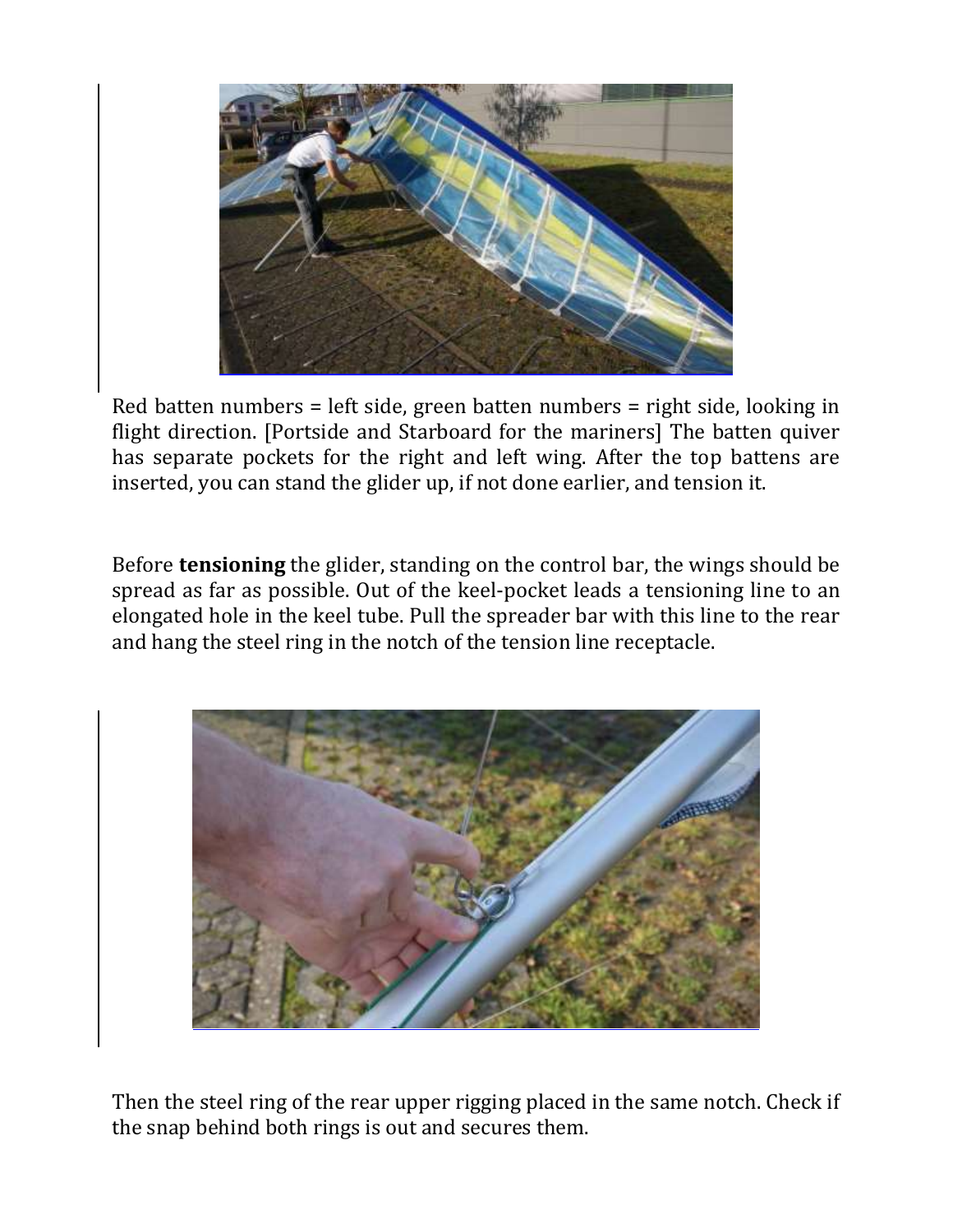Red batten numbers = left side, green batten numbers = right side, looking in flight direction. [Portside and Starboard for the mariners] The batten quiver has separate pockets for the right and left wing. After the top battens are inserted, you can stand the glider up, if not done earlier, and tension it.

Before **tensioning** the glider, standing on the control bar, the wings should be spread as far as possible. Out of the keel-pocket leads a tensioning line to an elongated hole in the keel tube. Pull the spreader bar with this line to the rear and hang the steel ring in the notch of the tension line receptacle.

Then the steel ring of the rear upper rigging placed in the same notch. Check if the snap behind both rings is out and secures them.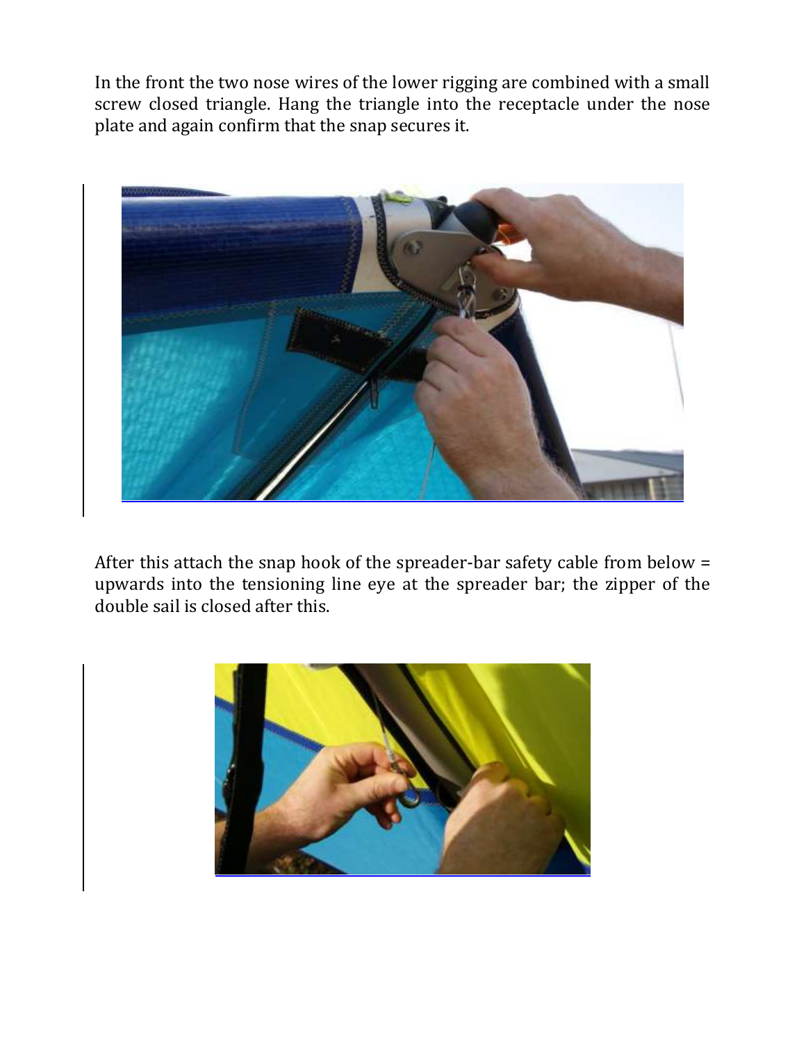In the front the two nose wires of the lower rigging are combined with a small screw closed triangle. Hang the triangle into the receptacle under the nose plate and again confirm that the snap secures it.

After this attach the snap hook of the spreader-bar safety cable from below = upwards into the tensioning line eye at the spreader bar; the zipper of the double sail is closed after this.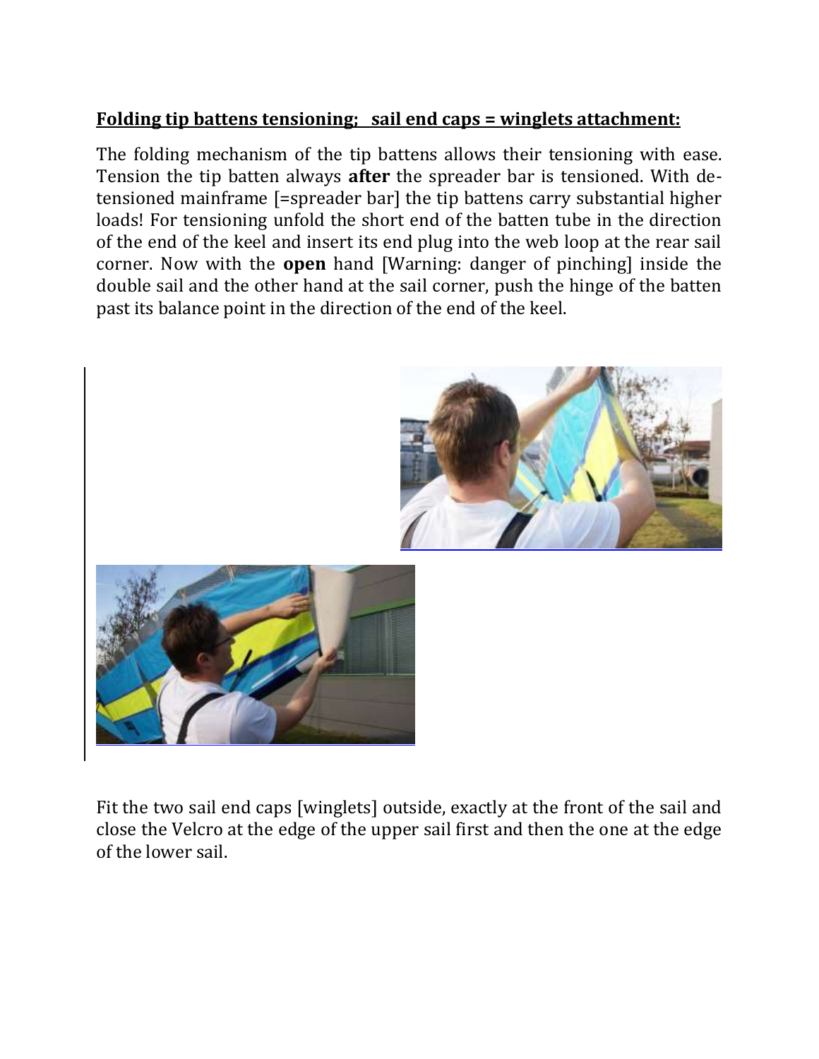**Folding tip battens tensioning; sail end caps = winglets attachment:**

The folding mechanism of the tip battens allows their tensioning with ease. Tension the tip batten always **after** the spreader bar is tensioned. With de-tensioned mainframe [=spreader bar] the tip battens carry substantial higher loads! For tensioning unfold the short end of the batten tube in the direction of the end of the keel and insert its end plug into the web loop at the rear sail corner. Now with the **open** hand [Warning: danger of pinching] inside the double sail and the other hand at the sail corner, push the hinge of the batten past its balance point in the direction of the end of the keel.

Fit the two sail end caps [winglets] outside, exactly at the front of the sail and close the Velcro at the edge of the upper sail first and then the one at the edge of the lower sail.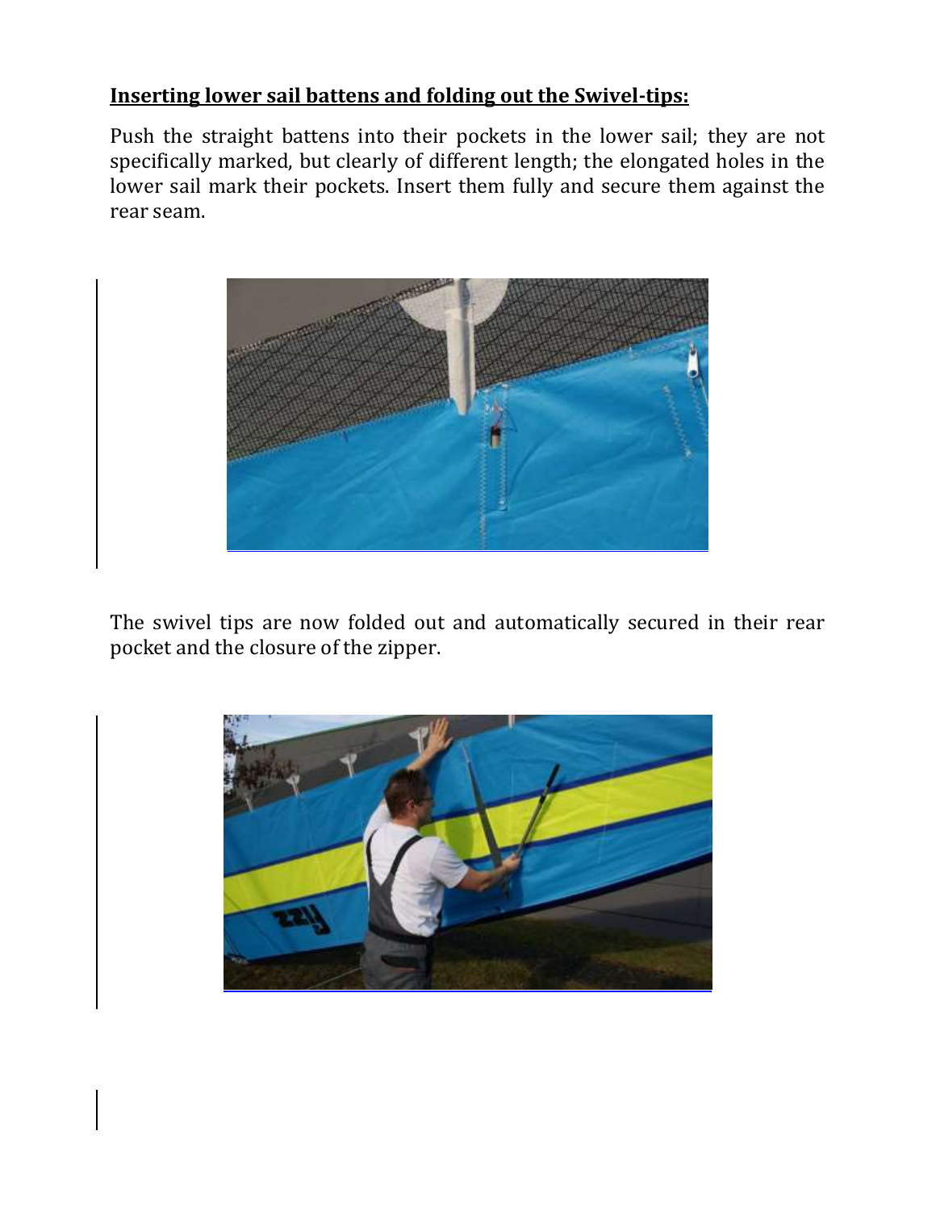**Inserting lower sail battens and folding out the Swivel-tips:**

Push the straight battens into their pockets in the lower sail; they are not specifically marked, but clearly of different length; the elongated holes in the lower sail mark their pockets. Insert them fully and secure them against the rear seam.

The swivel tips are now folded out and automatically secured in their rear pocket and the closure of the zipper.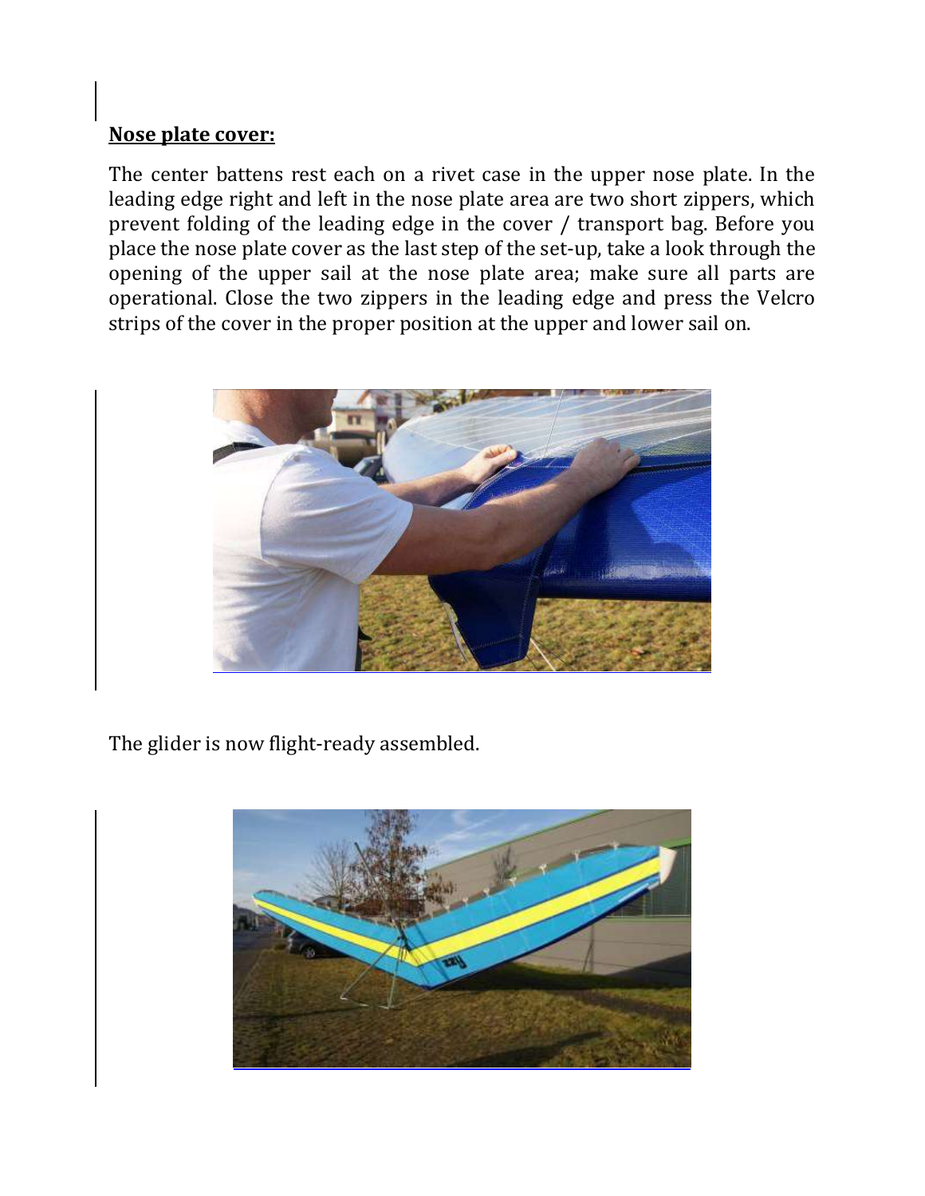**Nose plate cover:**

The center battens rest each on a rivet case in the upper nose plate. In the leading edge right and left in the nose plate area are two short zippers, which prevent folding of the leading edge in the cover / transport bag. Before you place the nose plate cover as the last step of the set-up, take a look through the opening of the upper sail at the nose plate area; make sure all parts are operational. Close the two zippers in the leading edge and press the Velcro strips of the cover in the proper position at the upper and lower sail on.

The glider is now flight-ready assembled.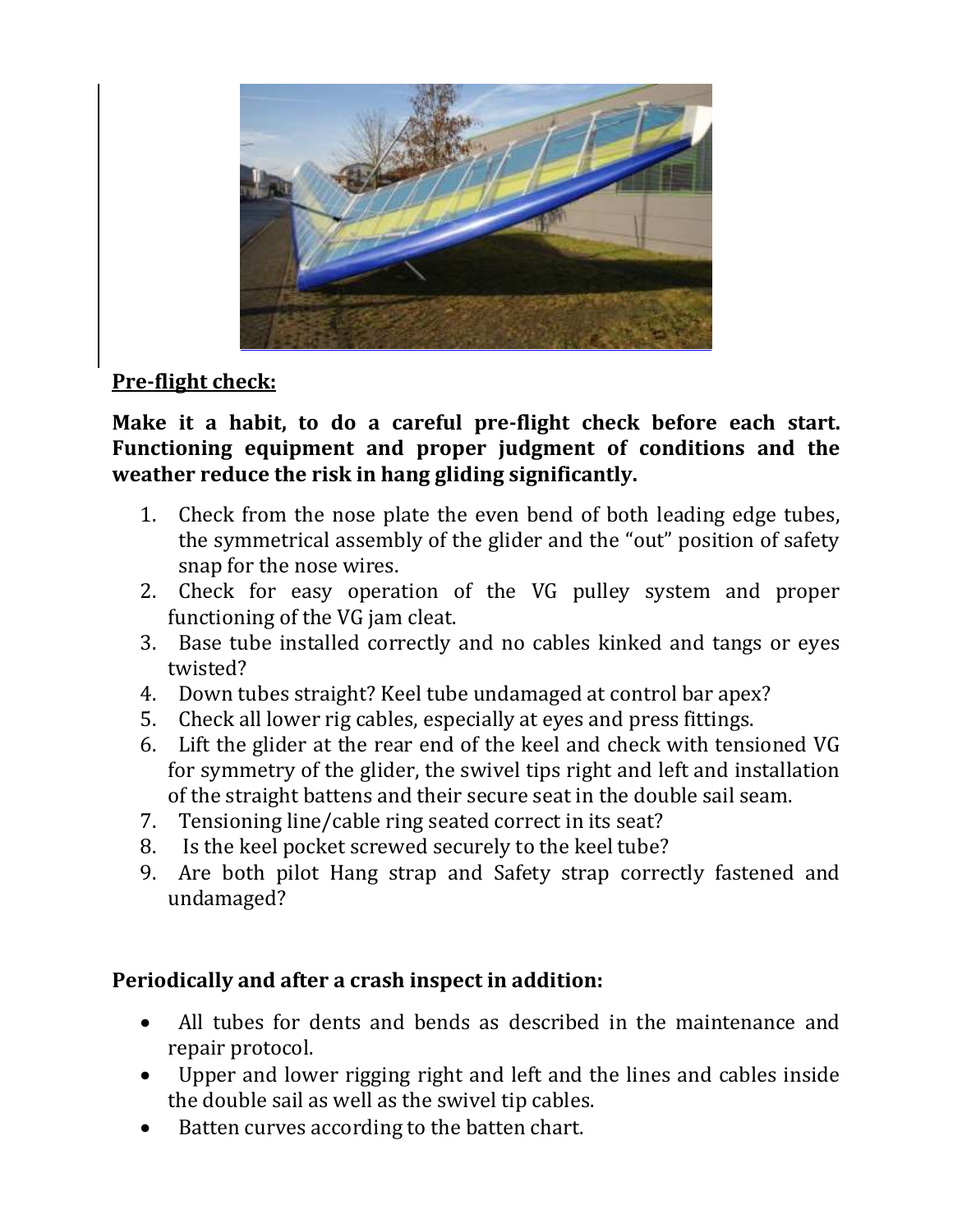**<u>Pre-flight check:</u>**

**Make it a habit, to do a careful pre-flight check before each start. Functioning equipment and proper judgment of conditions and the weather reduce the risk in hang gliding significantly.**

1. Check from the nose plate the even bend of both leading edge tubes, the symmetrical assembly of the glider and the “out” position of safety snap for the nose wires.
2. Check for easy operation of the VG pulley system and proper functioning of the VG jam cleat.
3. Base tube installed correctly and no cables kinked and tangs or eyes twisted?
4. Down tubes straight? Keel tube undamaged at control bar apex?
5. Check all lower rig cables, especially at eyes and press fittings.
6. Lift the glider at the rear end of the keel and check with tensioned VG for symmetry of the glider, the swivel tips right and left and installation of the straight battens and their secure seat in the double sail seam.
7. Tensioning line/cable ring seated correct in its seat?
8. Is the keel pocket screwed securely to the keel tube?
9. Are both pilot Hang strap and Safety strap correctly fastened and undamaged?

**Periodically and after a crash inspect in addition:**

- All tubes for dents and bends as described in the maintenance and repair protocol.
- Upper and lower rigging right and left and the lines and cables inside the double sail as well as the swivel tip cables.
- Batten curves according to the batten chart.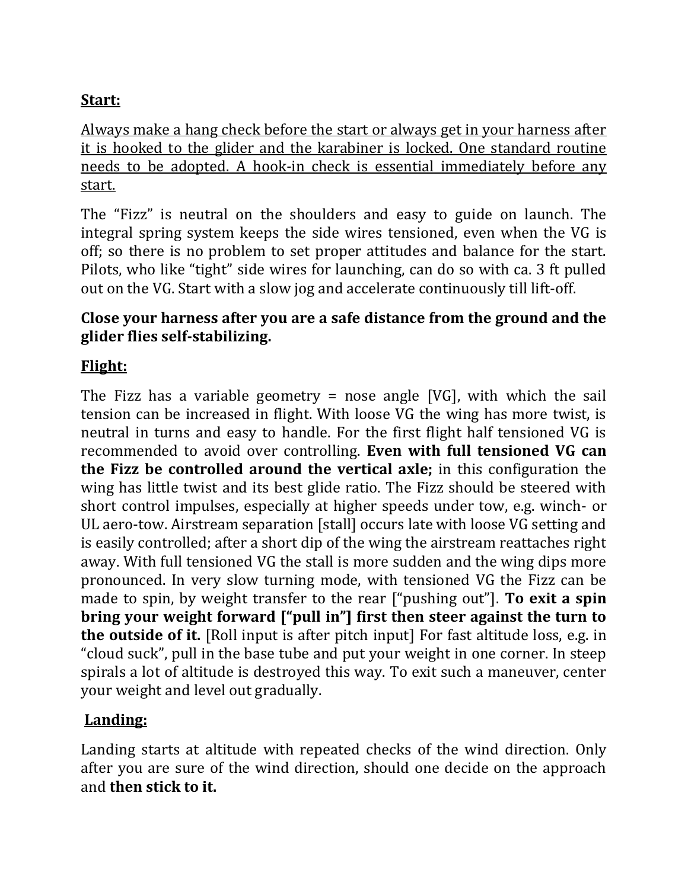## Start:

<u>Always make a hang check before the start or always get in your harness after it is hooked to the glider and the karabiner is locked. One standard routine needs to be adopted. A hook-in check is essential immediately before any start.</u>

The "Fizz" is neutral on the shoulders and easy to guide on launch. The integral spring system keeps the side wires tensioned, even when the VG is off; so there is no problem to set proper attitudes and balance for the start. Pilots, who like "tight" side wires for launching, can do so with ca. 3 ft pulled out on the VG. Start with a slow jog and accelerate continuously till lift-off.

**Close your harness after you are a safe distance from the ground and the glider flies self-stabilizing.**

## Flight:

The Fizz has a variable geometry = nose angle [VG], with which the sail tension can be increased in flight. With loose VG the wing has more twist, is neutral in turns and easy to handle. For the first flight half tensioned VG is recommended to avoid over controlling. **Even with full tensioned VG can the Fizz be controlled around the vertical axle;** in this configuration the wing has little twist and its best glide ratio. The Fizz should be steered with short control impulses, especially at higher speeds under tow, e.g. winch- or UL aero-tow. Airstream separation [stall] occurs late with loose VG setting and is easily controlled; after a short dip of the wing the airstream reattaches right away. With full tensioned VG the stall is more sudden and the wing dips more pronounced. In very slow turning mode, with tensioned VG the Fizz can be made to spin, by weight transfer to the rear ["pushing out"]. **To exit a spin bring your weight forward ["pull in"] first then steer against the turn to the outside of it.** [Roll input is after pitch input] For fast altitude loss, e.g. in "cloud suck", pull in the base tube and put your weight in one corner. In steep spirals a lot of altitude is destroyed this way. To exit such a maneuver, center your weight and level out gradually.

## Landing:

Landing starts at altitude with repeated checks of the wind direction. Only after you are sure of the wind direction, should one decide on the approach and **then stick to it.**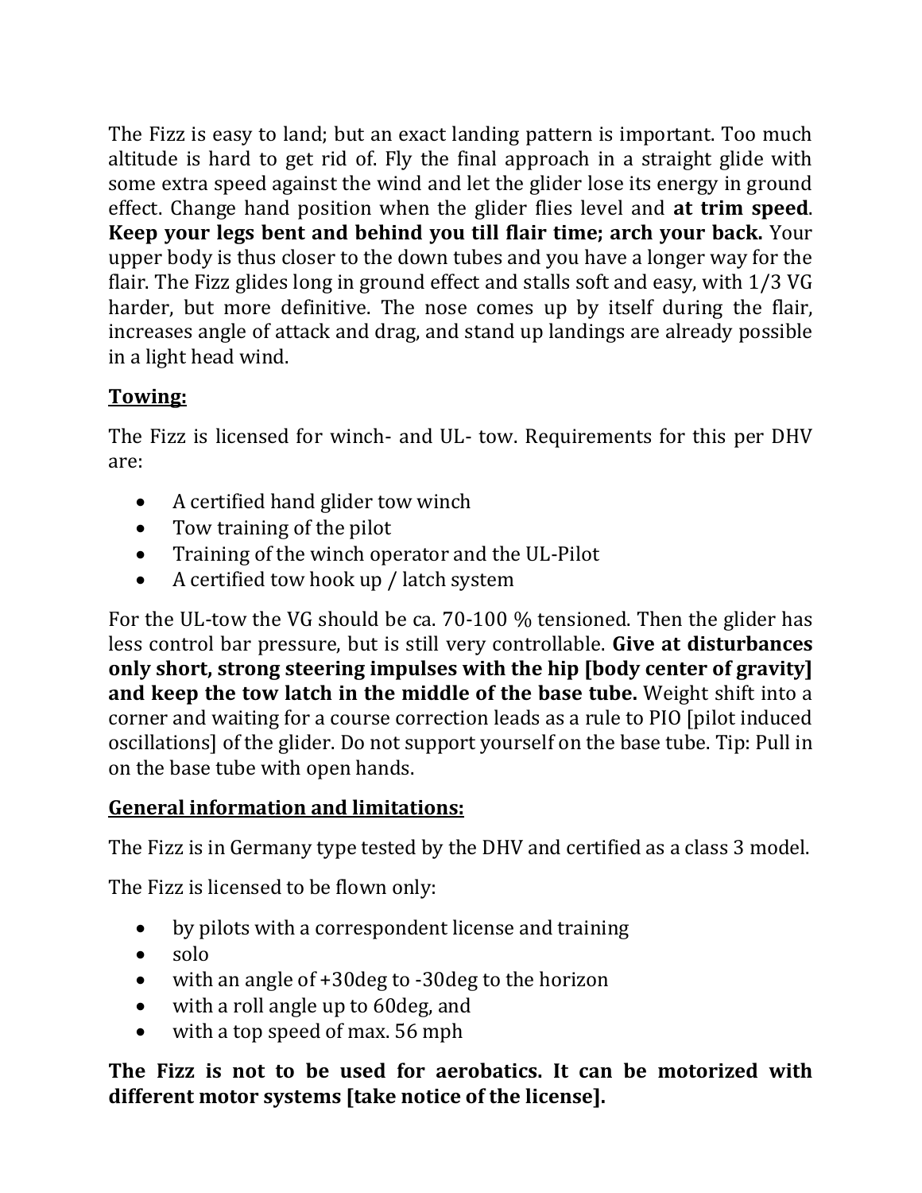The Fizz is easy to land; but an exact landing pattern is important. Too much altitude is hard to get rid of. Fly the final approach in a straight glide with some extra speed against the wind and let the glider lose its energy in ground effect. Change hand position when the glider flies level and **at trim speed**. **Keep your legs bent and behind you till flair time; arch your back.** Your upper body is thus closer to the down tubes and you have a longer way for the flair. The Fizz glides long in ground effect and stalls soft and easy, with 1/3 VG harder, but more definitive. The nose comes up by itself during the flair, increases angle of attack and drag, and stand up landings are already possible in a light head wind.

## Towing:

The Fizz is licensed for winch- and UL- tow. Requirements for this per DHV are:

- A certified hand glider tow winch
- Tow training of the pilot
- Training of the winch operator and the UL-Pilot
- A certified tow hook up / latch system

For the UL-tow the VG should be ca. 70-100 % tensioned. Then the glider has less control bar pressure, but is still very controllable. **Give at disturbances only short, strong steering impulses with the hip [body center of gravity] and keep the tow latch in the middle of the base tube.** Weight shift into a corner and waiting for a course correction leads as a rule to PIO [pilot induced oscillations] of the glider. Do not support yourself on the base tube. Tip: Pull in on the base tube with open hands.

## General information and limitations:

The Fizz is in Germany type tested by the DHV and certified as a class 3 model.

The Fizz is licensed to be flown only:

- by pilots with a correspondent license and training
- solo
- with an angle of +30deg to -30deg to the horizon
- with a roll angle up to 60deg, and
- with a top speed of max. 56 mph

**The Fizz is not to be used for aerobatics. It can be motorized with different motor systems [take notice of the license].**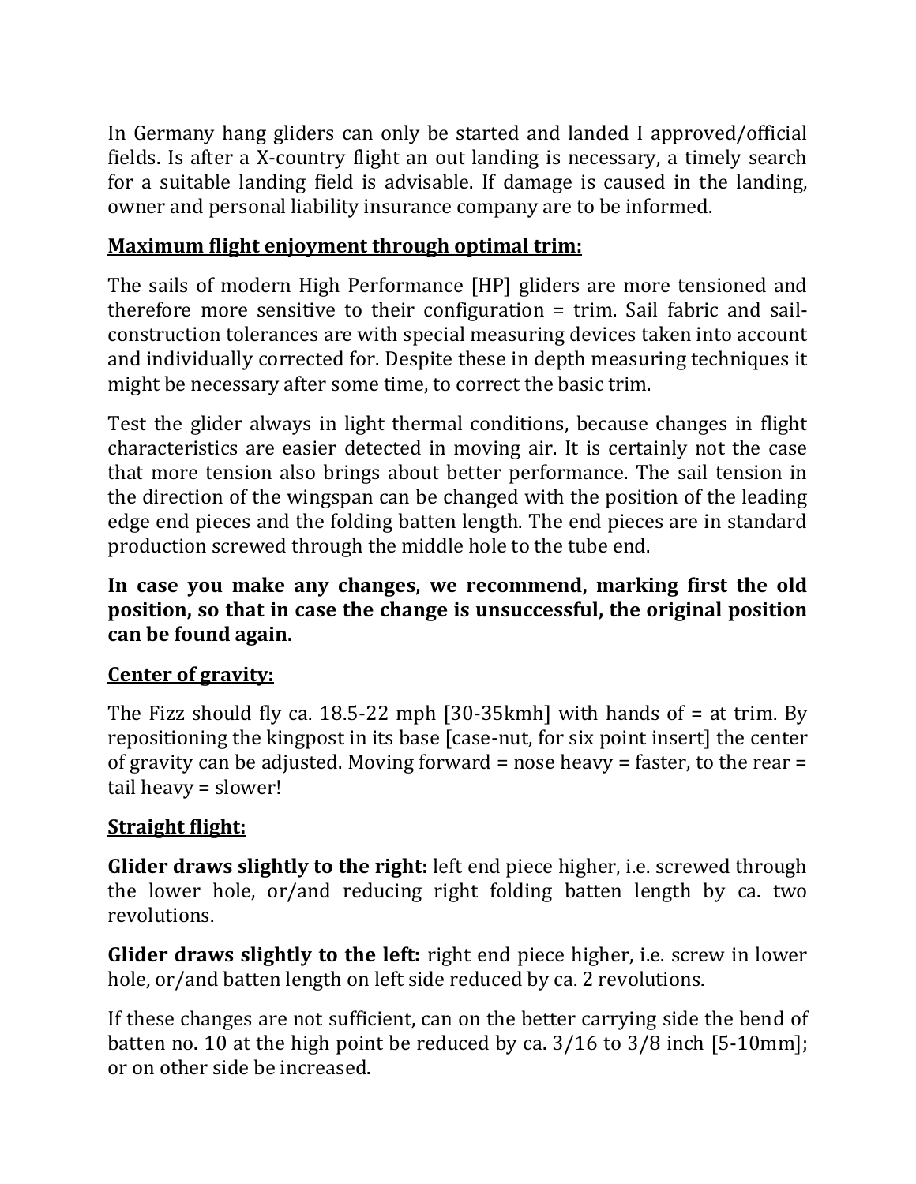In Germany hang gliders can only be started and landed I approved/official fields. Is after a X-country flight an out landing is necessary, a timely search for a suitable landing field is advisable. If damage is caused in the landing, owner and personal liability insurance company are to be informed.

**Maximum flight enjoyment through optimal trim:**

The sails of modern High Performance [HP] gliders are more tensioned and therefore more sensitive to their configuration = trim. Sail fabric and sail-construction tolerances are with special measuring devices taken into account and individually corrected for. Despite these in depth measuring techniques it might be necessary after some time, to correct the basic trim.

Test the glider always in light thermal conditions, because changes in flight characteristics are easier detected in moving air. It is certainly not the case that more tension also brings about better performance. The sail tension in the direction of the wingspan can be changed with the position of the leading edge end pieces and the folding batten length. The end pieces are in standard production screwed through the middle hole to the tube end.

**In case you make any changes, we recommend, marking first the old position, so that in case the change is unsuccessful, the original position can be found again.**

**Center of gravity:**

The Fizz should fly ca. 18.5-22 mph [30-35kmh] with hands of = at trim. By repositioning the kingpost in its base [case-nut, for six point insert] the center of gravity can be adjusted. Moving forward = nose heavy = faster, to the rear = tail heavy = slower!

**Straight flight:**

**Glider draws slightly to the right:** left end piece higher, i.e. screwed through the lower hole, or/and reducing right folding batten length by ca. two revolutions.

**Glider draws slightly to the left:** right end piece higher, i.e. screw in lower hole, or/and batten length on left side reduced by ca. 2 revolutions.

If these changes are not sufficient, can on the better carrying side the bend of batten no. 10 at the high point be reduced by ca. 3/16 to 3/8 inch [5-10mm]; or on other side be increased.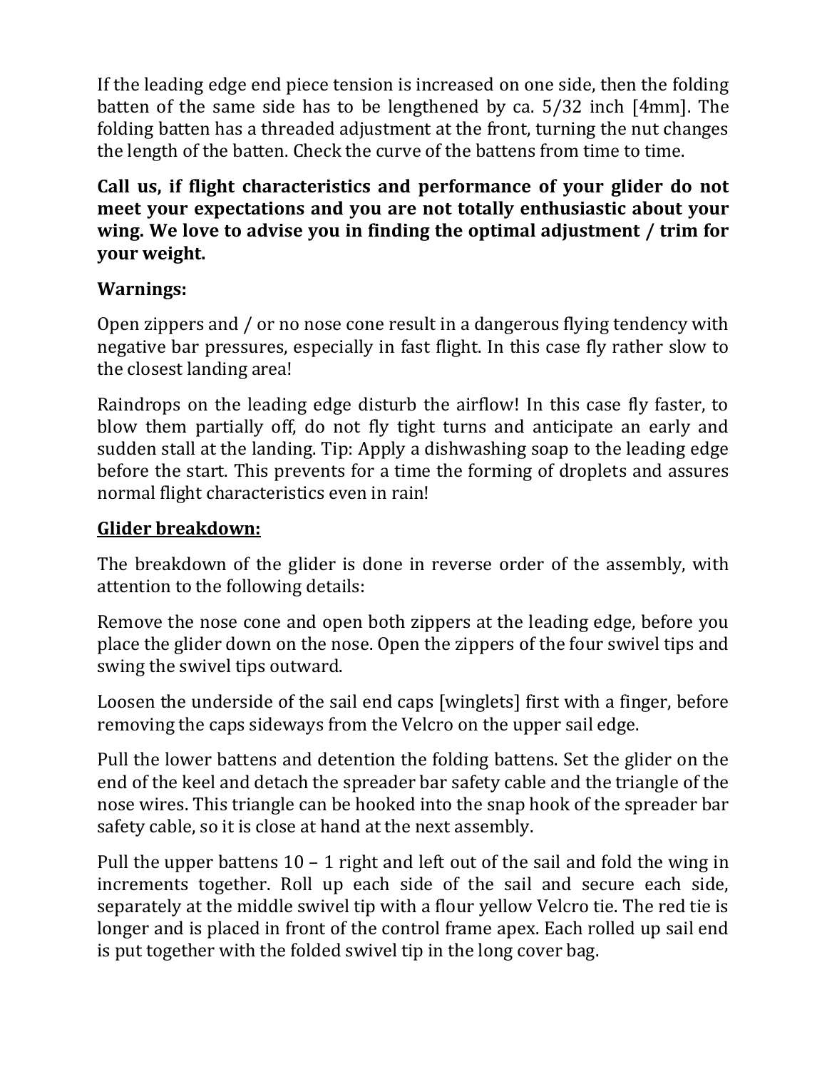If the leading edge end piece tension is increased on one side, then the folding batten of the same side has to be lengthened by ca. 5/32 inch [4mm]. The folding batten has a threaded adjustment at the front, turning the nut changes the length of the batten. Check the curve of the battens from time to time.

**Call us, if flight characteristics and performance of your glider do not meet your expectations and you are not totally enthusiastic about your wing. We love to advise you in finding the optimal adjustment / trim for your weight.**

**Warnings:**

Open zippers and / or no nose cone result in a dangerous flying tendency with negative bar pressures, especially in fast flight. In this case fly rather slow to the closest landing area!

Raindrops on the leading edge disturb the airflow! In this case fly faster, to blow them partially off, do not fly tight turns and anticipate an early and sudden stall at the landing. Tip: Apply a dishwashing soap to the leading edge before the start. This prevents for a time the forming of droplets and assures normal flight characteristics even in rain!

## Glider breakdown:

The breakdown of the glider is done in reverse order of the assembly, with attention to the following details:

Remove the nose cone and open both zippers at the leading edge, before you place the glider down on the nose. Open the zippers of the four swivel tips and swing the swivel tips outward.

Loosen the underside of the sail end caps [winglets] first with a finger, before removing the caps sideways from the Velcro on the upper sail edge.

Pull the lower battens and detention the folding battens. Set the glider on the end of the keel and detach the spreader bar safety cable and the triangle of the nose wires. This triangle can be hooked into the snap hook of the spreader bar safety cable, so it is close at hand at the next assembly.

Pull the upper battens 10 – 1 right and left out of the sail and fold the wing in increments together. Roll up each side of the sail and secure each side, separately at the middle swivel tip with a flour yellow Velcro tie. The red tie is longer and is placed in front of the control frame apex. Each rolled up sail end is put together with the folded swivel tip in the long cover bag.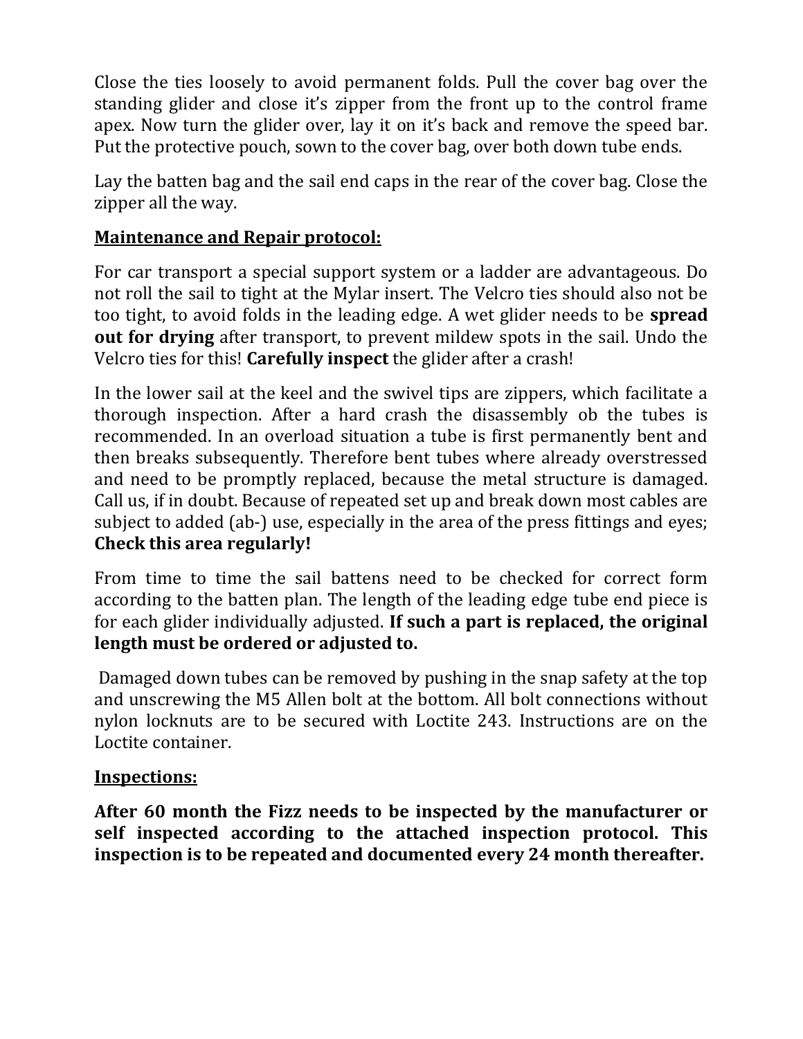Close the ties loosely to avoid permanent folds. Pull the cover bag over the standing glider and close it's zipper from the front up to the control frame apex. Now turn the glider over, lay it on it's back and remove the speed bar. Put the protective pouch, sown to the cover bag, over both down tube ends.

Lay the batten bag and the sail end caps in the rear of the cover bag. Close the zipper all the way.

**Maintenance and Repair protocol:**

For car transport a special support system or a ladder are advantageous. Do not roll the sail to tight at the Mylar insert. The Velcro ties should also not be too tight, to avoid folds in the leading edge. A wet glider needs to be **spread out for drying** after transport, to prevent mildew spots in the sail. Undo the Velcro ties for this! **Carefully inspect** the glider after a crash!

In the lower sail at the keel and the swivel tips are zippers, which facilitate a thorough inspection. After a hard crash the disassembly ob the tubes is recommended. In an overload situation a tube is first permanently bent and then breaks subsequently. Therefore bent tubes where already overstressed and need to be promptly replaced, because the metal structure is damaged. Call us, if in doubt. Because of repeated set up and break down most cables are subject to added (ab-) use, especially in the area of the press fittings and eyes; **Check this area regularly!**

From time to time the sail battens need to be checked for correct form according to the batten plan. The length of the leading edge tube end piece is for each glider individually adjusted. **If such a part is replaced, the original length must be ordered or adjusted to.**

Damaged down tubes can be removed by pushing in the snap safety at the top and unscrewing the M5 Allen bolt at the bottom. All bolt connections without nylon locknuts are to be secured with Loctite 243. Instructions are on the Loctite container.

**Inspections:**

**After 60 month the Fizz needs to be inspected by the manufacturer or self inspected according to the attached inspection protocol. This inspection is to be repeated and documented every 24 month thereafter.**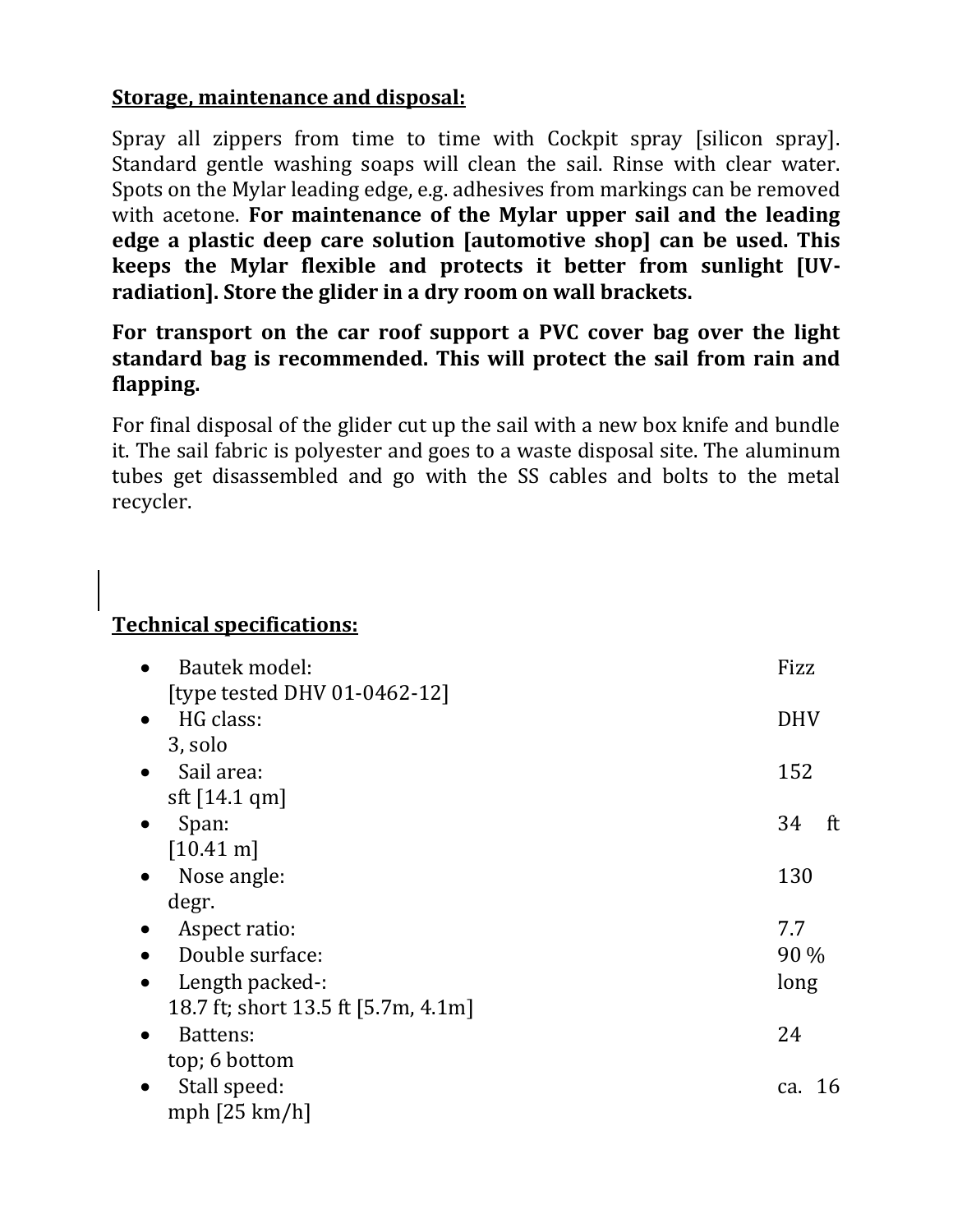**Storage, maintenance and disposal:**

Spray all zippers from time to time with Cockpit spray [silicon spray]. Standard gentle washing soaps will clean the sail. Rinse with clear water. Spots on the Mylar leading edge, e.g. adhesives from markings can be removed with acetone. **For maintenance of the Mylar upper sail and the leading edge a plastic deep care solution [automotive shop] can be used. This keeps the Mylar flexible and protects it better from sunlight [UV-radiation]. Store the glider in a dry room on wall brackets.**

**For transport on the car roof support a PVC cover bag over the light standard bag is recommended. This will protect the sail from rain and flapping.**

For final disposal of the glider cut up the sail with a new box knife and bundle it. The sail fabric is polyester and goes to a waste disposal site. The aluminum tubes get disassembled and go with the SS cables and bolts to the metal recycler.

**Technical specifications:**

- Bautek model: Fizz [type tested DHV 01-0462-12]
- HG class: DHV 3, solo
- Sail area: 152 sft [14.1 qm]
- Span: 34 ft [10.41 m]
- Nose angle: 130 degr.
- Aspect ratio: 7.7
- Double surface: 90 %
- Length packed-: long 18.7 ft; short 13.5 ft [5.7m, 4.1m]
- Battens: 24 top; 6 bottom
- Stall speed: ca. 16 mph [25 km/h]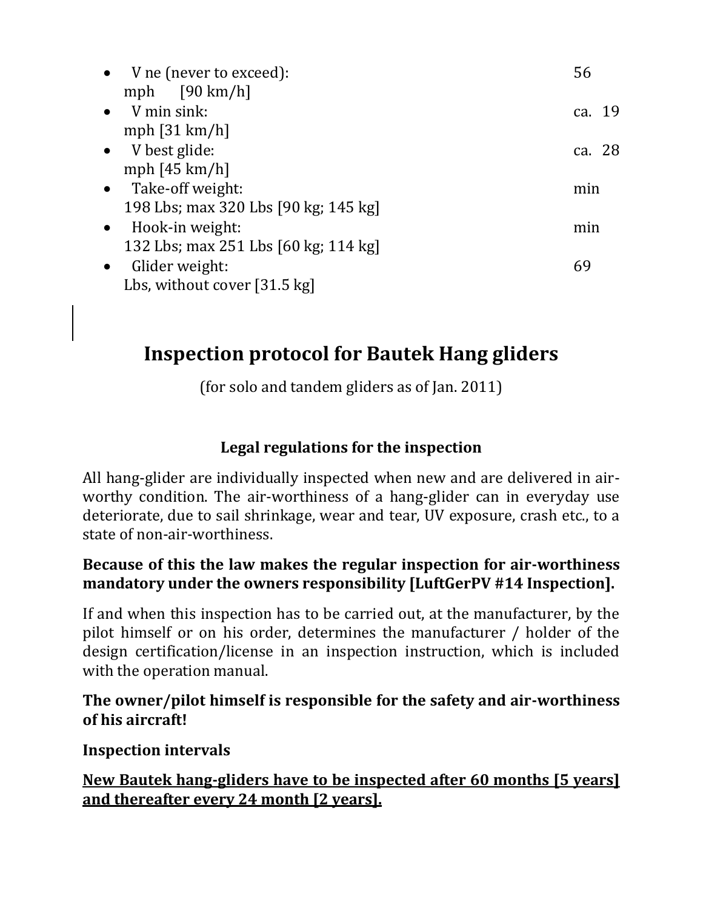- V ne (never to exceed): 56 mph [90 km/h]
- V min sink: ca. 19 mph [31 km/h]
- V best glide: ca. 28 mph [45 km/h]
- Take-off weight: min 198 Lbs; max 320 Lbs [90 kg; 145 kg]
- Hook-in weight: min 132 Lbs; max 251 Lbs [60 kg; 114 kg]
- Glider weight: 69 Lbs, without cover [31.5 kg]

# Inspection protocol for Bautek Hang gliders

(for solo and tandem gliders as of Jan. 2011)

### Legal regulations for the inspection

All hang-glider are individually inspected when new and are delivered in air-worthy condition. The air-worthiness of a hang-glider can in everyday use deteriorate, due to sail shrinkage, wear and tear, UV exposure, crash etc., to a state of non-air-worthiness.

**Because of this the law makes the regular inspection for air-worthiness mandatory under the owners responsibility [LuftGerPV #14 Inspection].**

If and when this inspection has to be carried out, at the manufacturer, by the pilot himself or on his order, determines the manufacturer / holder of the design certification/license in an inspection instruction, which is included with the operation manual.

**The owner/pilot himself is responsible for the safety and air-worthiness of his aircraft!**

**Inspection intervals**

<u>**New Bautek hang-gliders have to be inspected after 60 months [5 years] and thereafter every 24 month [2 years].**</u>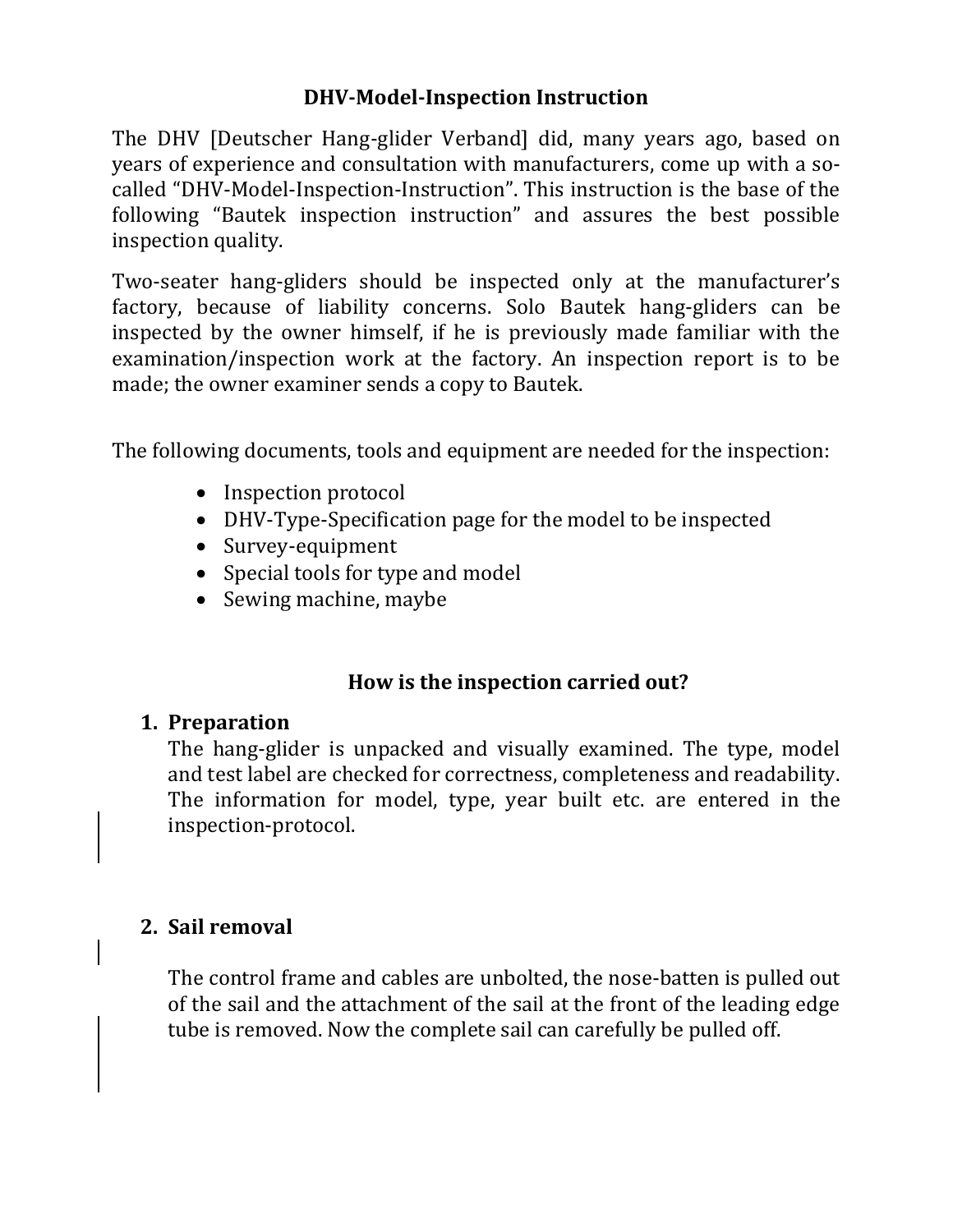## DHV-Model-Inspection Instruction

The DHV [Deutscher Hang-glider Verband] did, many years ago, based on years of experience and consultation with manufacturers, come up with a so-called "DHV-Model-Inspection-Instruction". This instruction is the base of the following "Bautek inspection instruction" and assures the best possible inspection quality.

Two-seater hang-gliders should be inspected only at the manufacturer's factory, because of liability concerns. Solo Bautek hang-gliders can be inspected by the owner himself, if he is previously made familiar with the examination/inspection work at the factory. An inspection report is to be made; the owner examiner sends a copy to Bautek.

The following documents, tools and equipment are needed for the inspection:

- Inspection protocol
- DHV-Type-Specification page for the model to be inspected
- Survey-equipment
- Special tools for type and model
- Sewing machine, maybe

### How is the inspection carried out?

1. **Preparation**

   The hang-glider is unpacked and visually examined. The type, model and test label are checked for correctness, completeness and readability. The information for model, type, year built etc. are entered in the inspection-protocol.

2. **Sail removal**

   The control frame and cables are unbolted, the nose-batten is pulled out of the sail and the attachment of the sail at the front of the leading edge tube is removed. Now the complete sail can carefully be pulled off.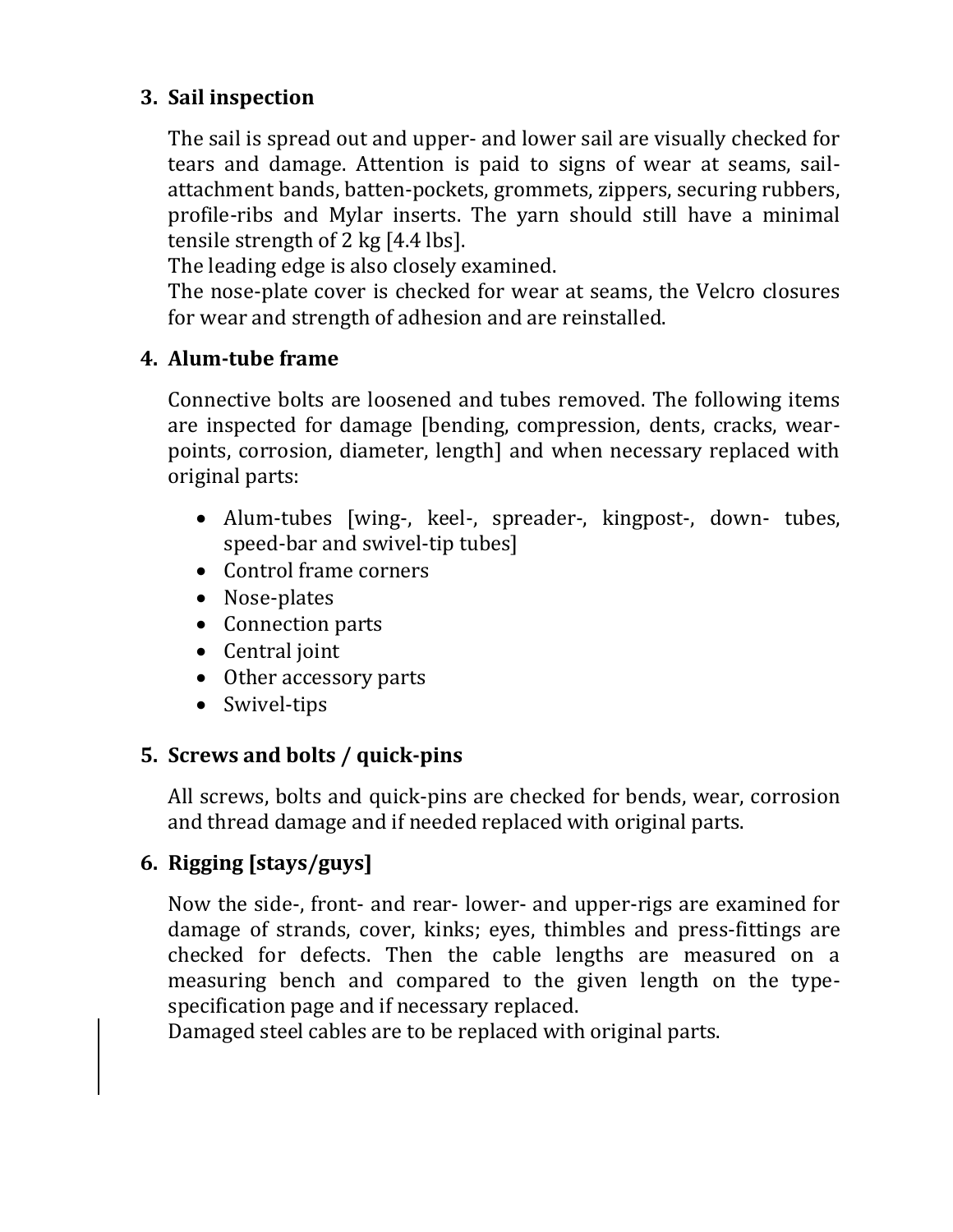### 3. Sail inspection

The sail is spread out and upper- and lower sail are visually checked for tears and damage. Attention is paid to signs of wear at seams, sail-attachment bands, batten-pockets, grommets, zippers, securing rubbers, profile-ribs and Mylar inserts. The yarn should still have a minimal tensile strength of 2 kg [4.4 lbs].
The leading edge is also closely examined.
The nose-plate cover is checked for wear at seams, the Velcro closures for wear and strength of adhesion and are reinstalled.

### 4. Alum-tube frame

Connective bolts are loosened and tubes removed. The following items are inspected for damage [bending, compression, dents, cracks, wear-points, corrosion, diameter, length] and when necessary replaced with original parts:

- Alum-tubes [wing-, keel-, spreader-, kingpost-, down- tubes, speed-bar and swivel-tip tubes]
- Control frame corners
- Nose-plates
- Connection parts
- Central joint
- Other accessory parts
- Swivel-tips

### 5. Screws and bolts / quick-pins

All screws, bolts and quick-pins are checked for bends, wear, corrosion and thread damage and if needed replaced with original parts.

### 6. Rigging [stays/guys]

Now the side-, front- and rear- lower- and upper-rigs are examined for damage of strands, cover, kinks; eyes, thimbles and press-fittings are checked for defects. Then the cable lengths are measured on a measuring bench and compared to the given length on the type-specification page and if necessary replaced.
Damaged steel cables are to be replaced with original parts.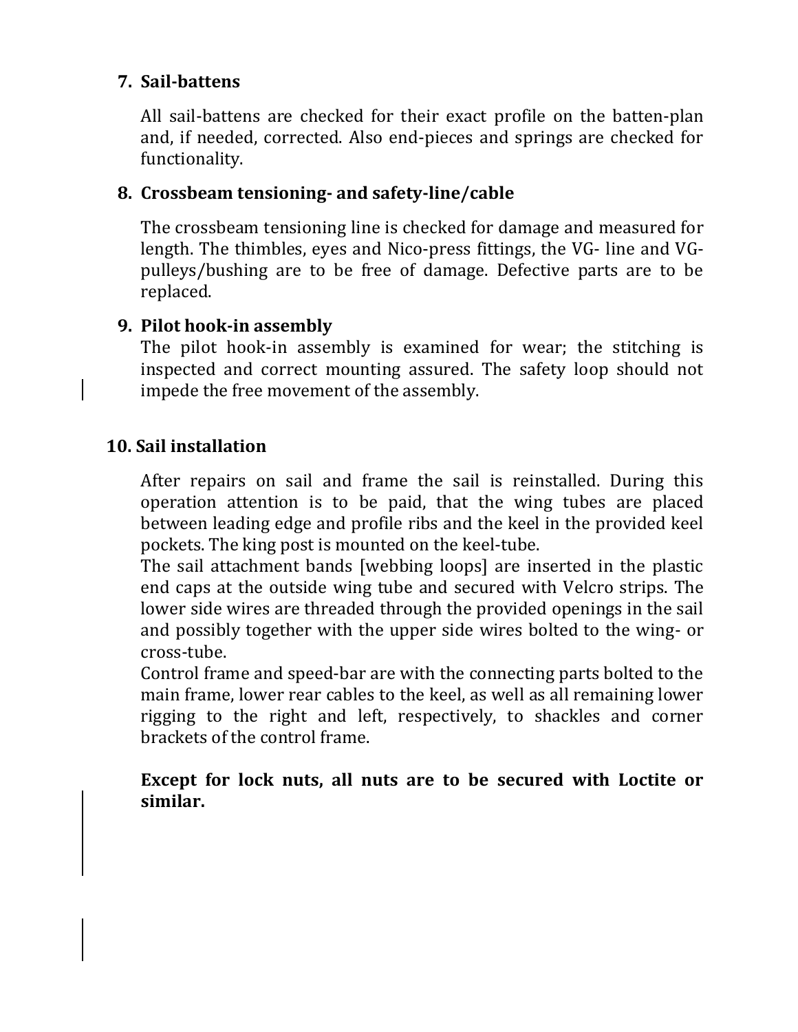### 7. Sail-battens

All sail-battens are checked for their exact profile on the batten-plan and, if needed, corrected. Also end-pieces and springs are checked for functionality.

### 8. Crossbeam tensioning- and safety-line/cable

The crossbeam tensioning line is checked for damage and measured for length. The thimbles, eyes and Nico-press fittings, the VG- line and VG-pulleys/bushing are to be free of damage. Defective parts are to be replaced.

### 9. Pilot hook-in assembly

The pilot hook-in assembly is examined for wear; the stitching is inspected and correct mounting assured. The safety loop should not impede the free movement of the assembly.

### 10. Sail installation

After repairs on sail and frame the sail is reinstalled. During this operation attention is to be paid, that the wing tubes are placed between leading edge and profile ribs and the keel in the provided keel pockets. The king post is mounted on the keel-tube.
The sail attachment bands [webbing loops] are inserted in the plastic end caps at the outside wing tube and secured with Velcro strips. The lower side wires are threaded through the provided openings in the sail and possibly together with the upper side wires bolted to the wing- or cross-tube.
Control frame and speed-bar are with the connecting parts bolted to the main frame, lower rear cables to the keel, as well as all remaining lower rigging to the right and left, respectively, to shackles and corner brackets of the control frame.

**Except for lock nuts, all nuts are to be secured with Loctite or similar.**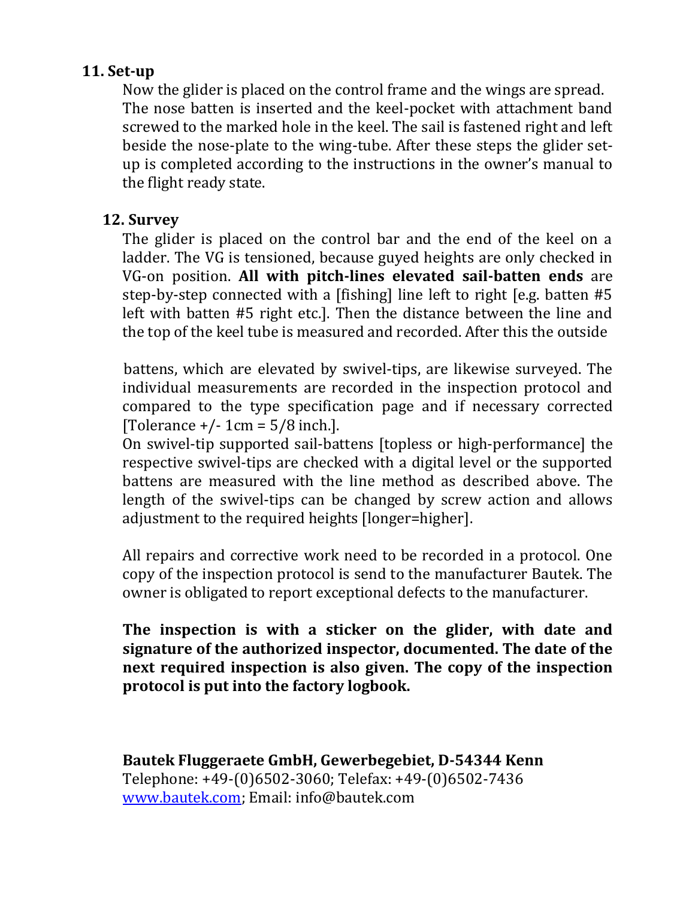## 11. Set-up

Now the glider is placed on the control frame and the wings are spread. The nose batten is inserted and the keel-pocket with attachment band screwed to the marked hole in the keel. The sail is fastened right and left beside the nose-plate to the wing-tube. After these steps the glider set-up is completed according to the instructions in the owner's manual to the flight ready state.

## 12. Survey

The glider is placed on the control bar and the end of the keel on a ladder. The VG is tensioned, because guyed heights are only checked in VG-on position. **All with pitch-lines elevated sail-batten ends** are step-by-step connected with a [fishing] line left to right [e.g. batten #5 left with batten #5 right etc.]. Then the distance between the line and the top of the keel tube is measured and recorded. After this the outside

battens, which are elevated by swivel-tips, are likewise surveyed. The individual measurements are recorded in the inspection protocol and compared to the type specification page and if necessary corrected [Tolerance +/- 1cm = 5/8 inch.].

On swivel-tip supported sail-battens [topless or high-performance] the respective swivel-tips are checked with a digital level or the supported battens are measured with the line method as described above. The length of the swivel-tips can be changed by screw action and allows adjustment to the required heights [longer=higher].

All repairs and corrective work need to be recorded in a protocol. One copy of the inspection protocol is send to the manufacturer Bautek. The owner is obligated to report exceptional defects to the manufacturer.

**The inspection is with a sticker on the glider, with date and signature of the authorized inspector, documented. The date of the next required inspection is also given. The copy of the inspection protocol is put into the factory logbook.**

**Bautek Fluggeraete GmbH, Gewerbegebiet, D-54344 Kenn**
Telephone: +49-(0)6502-3060; Telefax: +49-(0)6502-7436
www.bautek.com; Email: info@bautek.com